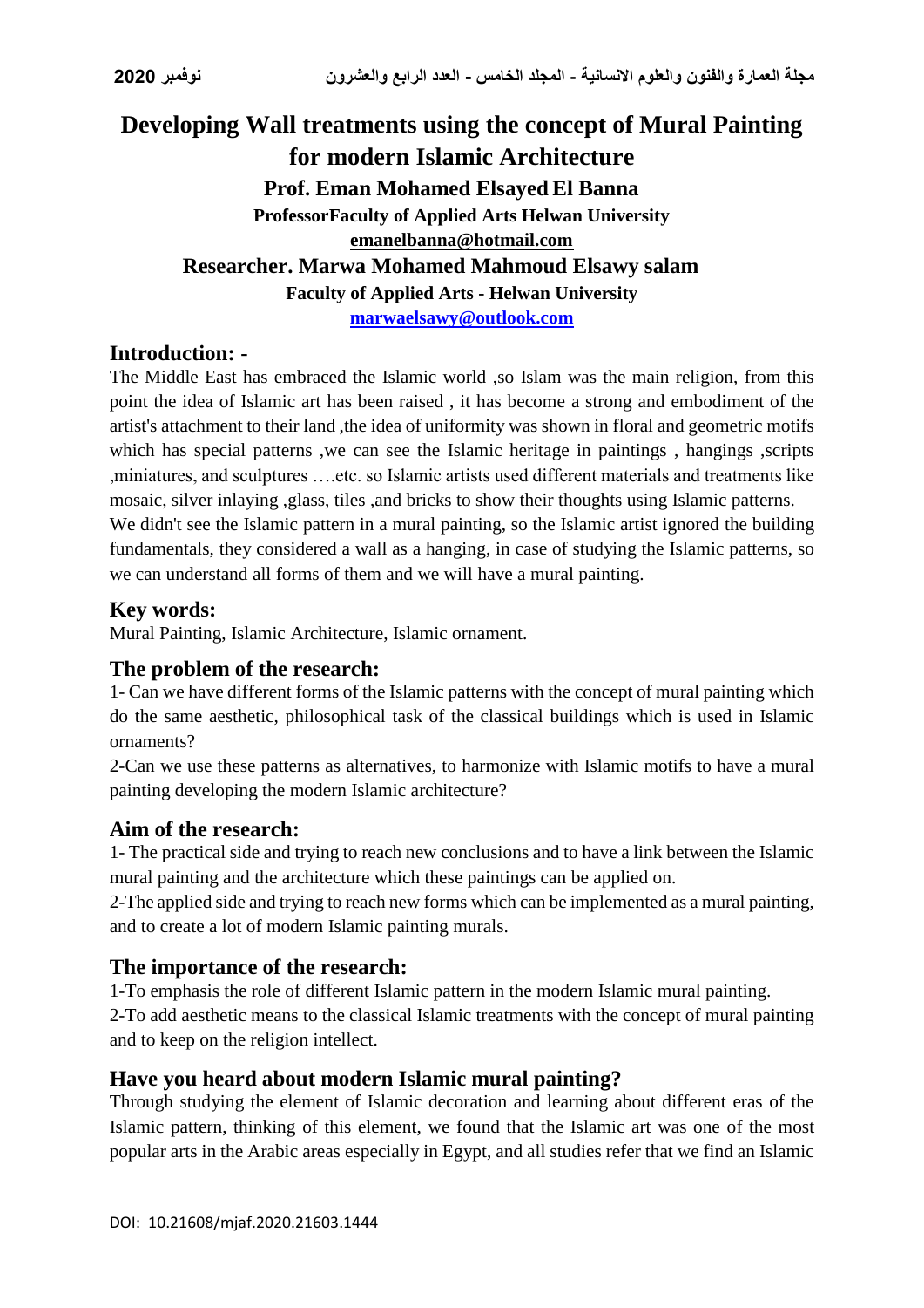# Developing Wall treatments using the concept of Mural Painting for modern Islamic Architecture

**Prof. Eman Mohamed Elsayed El Banna**

**ProfessorFaculty of Applied Arts Helwan University**

**emanelbanna@hotmail.com**

**Researcher. Marwa Mohamed Mahmoud Elsawy salam**

**Faculty of Applied Arts - Helwan University**

**marwaelsawy@outlook.com**

## Introduction: -

The Middle East has embraced the Islamic world ,so Islam was the main religion, from this point the idea of Islamic art has been raised , it has become a strong and embodiment of the artist's attachment to their land ,the idea of uniformity was shown in floral and geometric motifs which has special patterns ,we can see the Islamic heritage in paintings , hangings ,scripts ,miniatures, and sculptures ….etc. so Islamic artists used different materials and treatments like mosaic, silver inlaying ,glass, tiles ,and bricks to show their thoughts using Islamic patterns.

We didn't see the Islamic pattern in a mural painting, so the Islamic artist ignored the building fundamentals, they considered a wall as a hanging, in case of studying the Islamic patterns, so we can understand all forms of them and we will have a mural painting.

## Key words:

Mural Painting, Islamic Architecture, Islamic ornament.

## The problem of the research:

1- Can we have different forms of the Islamic patterns with the concept of mural painting which do the same aesthetic, philosophical task of the classical buildings which is used in Islamic ornaments?

2-Can we use these patterns as alternatives, to harmonize with Islamic motifs to have a mural painting developing the modern Islamic architecture?

## Aim of the research:

1- The practical side and trying to reach new conclusions and to have a link between the Islamic mural painting and the architecture which these paintings can be applied on.

2-The applied side and trying to reach new forms which can be implemented as a mural painting, and to create a lot of modern Islamic painting murals.

## The importance of the research:

1-To emphasis the role of different Islamic pattern in the modern Islamic mural painting.

2-To add aesthetic means to the classical Islamic treatments with the concept of mural painting and to keep on the religion intellect.

## Have you heard about modern Islamic mural painting?

Through studying the element of Islamic decoration and learning about different eras of the Islamic pattern, thinking of this element, we found that the Islamic art was one of the most popular arts in the Arabic areas especially in Egypt, and all studies refer that we find an Islamic

DOI: 10.21608/mjaf.2020.21603.1444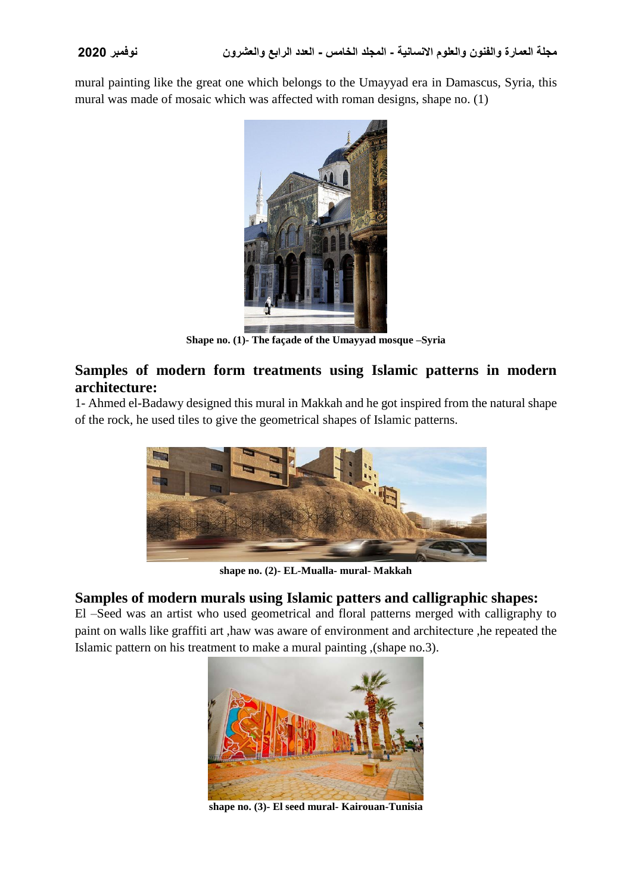mural painting like the great one which belongs to the Umayyad era in Damascus, Syria, this mural was made of mosaic which was affected with roman designs, shape no. (1)

**Shape no. (1)- The façade of the Umayyad mosque –Syria**

## Samples of modern form treatments using Islamic patterns in modern architecture:

1- Ahmed el-Badawy designed this mural in Makkah and he got inspired from the natural shape of the rock, he used tiles to give the geometrical shapes of Islamic patterns.

**shape no. (2)- EL-Mualla- mural- Makkah**

## Samples of modern murals using Islamic patters and calligraphic shapes:

El –Seed was an artist who used geometrical and floral patterns merged with calligraphy to paint on walls like graffiti art ,haw was aware of environment and architecture ,he repeated the Islamic pattern on his treatment to make a mural painting ,(shape no.3).

**shape no. (3)- El seed mural- Kairouan-Tunisia**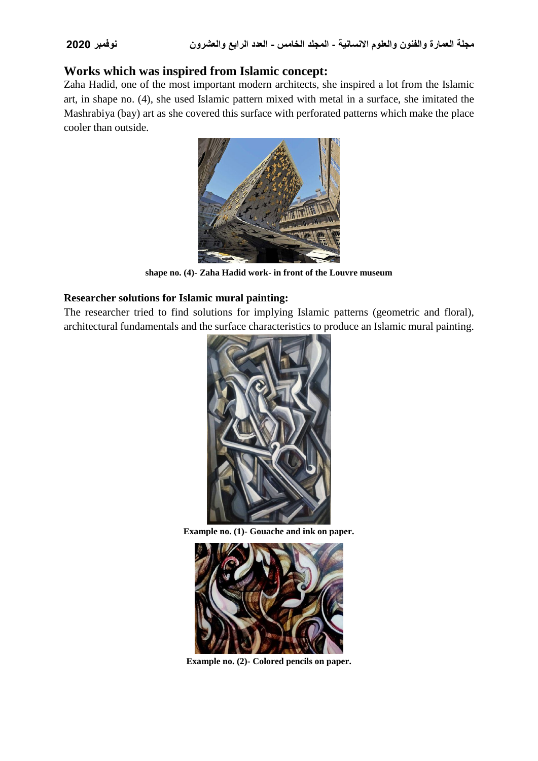## Works which was inspired from Islamic concept:

Zaha Hadid, one of the most important modern architects, she inspired a lot from the Islamic art, in shape no. (4), she used Islamic pattern mixed with metal in a surface, she imitated the Mashrabiya (bay) art as she covered this surface with perforated patterns which make the place cooler than outside.

**shape no. (4)- Zaha Hadid work- in front of the Louvre museum**

### Researcher solutions for Islamic mural painting:

The researcher tried to find solutions for implying Islamic patterns (geometric and floral), architectural fundamentals and the surface characteristics to produce an Islamic mural painting.

**Example no. (1)- Gouache and ink on paper.**

**Example no. (2)- Colored pencils on paper.**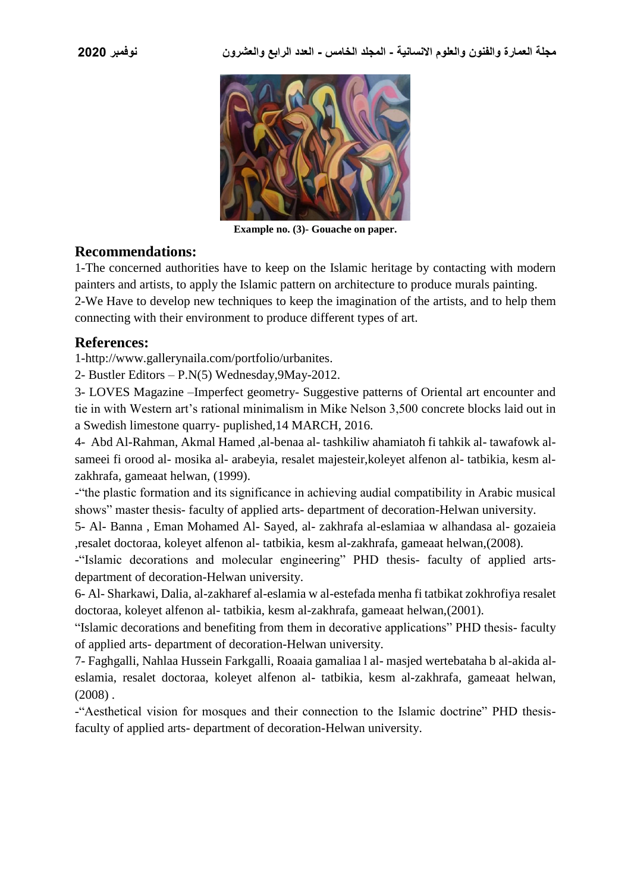Example no. (3)- Gouache on paper.

## Recommendations:

1-The concerned authorities have to keep on the Islamic heritage by contacting with modern painters and artists, to apply the Islamic pattern on architecture to produce murals painting.

2-We Have to develop new techniques to keep the imagination of the artists, and to help them connecting with their environment to produce different types of art.

## References:

1-http://www.gallerynaila.com/portfolio/urbanites.

2- Bustler Editors – P.N(5) Wednesday,9May-2012.

3- LOVES Magazine –Imperfect geometry- Suggestive patterns of Oriental art encounter and tie in with Western art's rational minimalism in Mike Nelson 3,500 concrete blocks laid out in a Swedish limestone quarry- puplished,14 MARCH, 2016.

4- Abd Al-Rahman, Akmal Hamed ,al-benaa al- tashkiliw ahamiatoh fi tahkik al- tawafowk al-sameei fi orood al- mosika al- arabeyia, resalet majesteir,koleyet alfenon al- tatbikia, kesm al-zakhrafa, gameaat helwan, (1999).

-"the plastic formation and its significance in achieving audial compatibility in Arabic musical shows" master thesis- faculty of applied arts- department of decoration-Helwan university.

5- Al- Banna , Eman Mohamed Al- Sayed, al- zakhrafa al-eslamiaa w alhandasa al- gozaieia ,resalet doctoraa, koleyet alfenon al- tatbikia, kesm al-zakhrafa, gameaat helwan,(2008).

-"Islamic decorations and molecular engineering" PHD thesis- faculty of applied arts-department of decoration-Helwan university.

6- Al- Sharkawi, Dalia, al-zakharef al-eslamia w al-estefada menha fi tatbikat zokhrofiya resalet doctoraa, koleyet alfenon al- tatbikia, kesm al-zakhrafa, gameaat helwan,(2001).

"Islamic decorations and benefiting from them in decorative applications" PHD thesis- faculty of applied arts- department of decoration-Helwan university.

7- Faghgalli, Nahlaa Hussein Farkgalli, Roaaia gamaliaa l al- masjed wertebataha b al-akida al-eslamia, resalet doctoraa, koleyet alfenon al- tatbikia, kesm al-zakhrafa, gameaat helwan, (2008) .

-"Aesthetical vision for mosques and their connection to the Islamic doctrine" PHD thesis-faculty of applied arts- department of decoration-Helwan university.